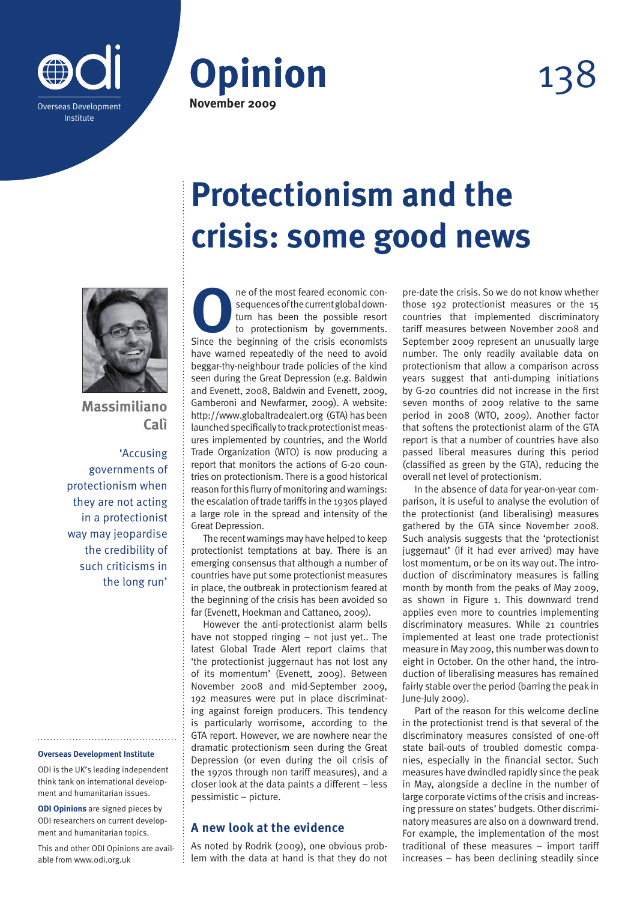# Opinion

**November 2009**

# Protectionism and the crisis: some good news

**Massimiliano Calì**

'Accusing governments of protectionism when they are not acting in a protectionist way may jeopardise the credibility of such criticisms in the long run'

One of the most feared economic consequences of the current global downturn has been the possible resort to protectionism by governments. Since the beginning of the crisis economists have warned repeatedly of the need to avoid beggar-thy-neighbour trade policies of the kind seen during the Great Depression (e.g. Baldwin and Evenett, 2008, Baldwin and Evenett, 2009, Gamberoni and Newfarmer, 2009). A website: http://www.globaltradealert.org (GTA) has been launched specifically to track protectionist measures implemented by countries, and the World Trade Organization (WTO) is now producing a report that monitors the actions of G-20 countries on protectionism. There is a good historical reason for this flurry of monitoring and warnings: the escalation of trade tariffs in the 1930s played a large role in the spread and intensity of the Great Depression.

The recent warnings may have helped to keep protectionist temptations at bay. There is an emerging consensus that although a number of countries have put some protectionist measures in place, the outbreak in protectionism feared at the beginning of the crisis has been avoided so far (Evenett, Hoekman and Cattaneo, 2009).

However the anti-protectionist alarm bells have not stopped ringing – not just yet.. The latest Global Trade Alert report claims that 'the protectionist juggernaut has not lost any of its momentum' (Evenett, 2009). Between November 2008 and mid-September 2009, 192 measures were put in place discriminating against foreign producers. This tendency is particularly worrisome, according to the GTA report. However, we are nowhere near the dramatic protectionism seen during the Great Depression (or even during the oil crisis of the 1970s through non tariff measures), and a closer look at the data paints a different – less pessimistic – picture.

## A new look at the evidence

As noted by Rodrik (2009), one obvious problem with the data at hand is that they do not pre-date the crisis. So we do not know whether those 192 protectionist measures or the 15 countries that implemented discriminatory tariff measures between November 2008 and September 2009 represent an unusually large number. The only readily available data on protectionism that allow a comparison across years suggest that anti-dumping initiations by G-20 countries did not increase in the first seven months of 2009 relative to the same period in 2008 (WTO, 2009). Another factor that softens the protectionist alarm of the GTA report is that a number of countries have also passed liberal measures during this period (classified as green by the GTA), reducing the overall net level of protectionism.

In the absence of data for year-on-year comparison, it is useful to analyse the evolution of the protectionist (and liberalising) measures gathered by the GTA since November 2008. Such analysis suggests that the 'protectionist juggernaut' (if it had ever arrived) may have lost momentum, or be on its way out. The introduction of discriminatory measures is falling month by month from the peaks of May 2009, as shown in Figure 1. This downward trend applies even more to countries implementing discriminatory measures. While 21 countries implemented at least one trade protectionist measure in May 2009, this number was down to eight in October. On the other hand, the introduction of liberalising measures has remained fairly stable over the period (barring the peak in June-July 2009).

Part of the reason for this welcome decline in the protectionist trend is that several of the discriminatory measures consisted of one-off state bail-outs of troubled domestic companies, especially in the financial sector. Such measures have dwindled rapidly since the peak in May, alongside a decline in the number of large corporate victims of the crisis and increasing pressure on states' budgets. Other discriminatory measures are also on a downward trend. For example, the implementation of the most traditional of these measures – import tariff increases – has been declining steadily since

**Overseas Development Institute**

ODI is the UK's leading independent think tank on international development and humanitarian issues.

**ODI Opinions** are signed pieces by ODI researchers on current development and humanitarian topics.

This and other ODI Opinions are available from www.odi.org.uk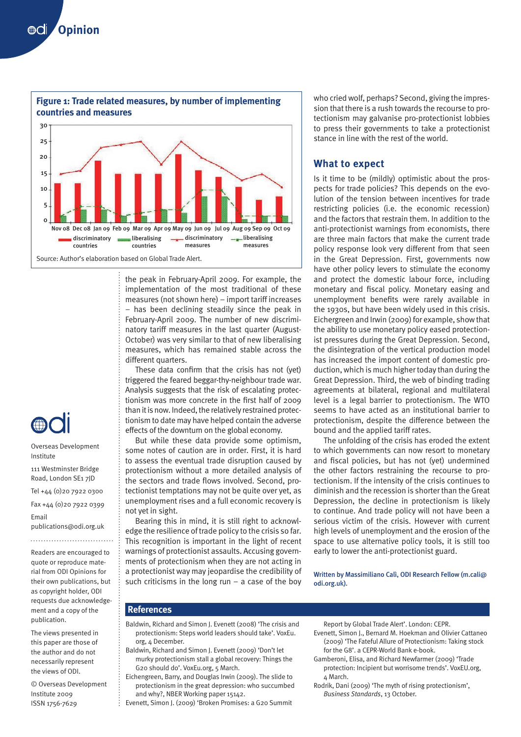**Figure 1: Trade related measures, by number of implementing countries and measures**

30
25
20
15
10
5
0

Nov 08 Dec 08 Jan 09 Feb 09 Mar 09 Apr 09 May 09 Jun 09 Jul 09 Aug 09 Sep 09 Oct 09

discriminatory countries | liberalising countries | discriminatory measures | liberalising measures

Source: Author's elaboration based on Global Trade Alert.

the peak in February-April 2009. For example, the implementation of the most traditional of these measures (not shown here) – import tariff increases – has been declining steadily since the peak in February-April 2009. The number of new discriminatory tariff measures in the last quarter (August-October) was very similar to that of new liberalising measures, which has remained stable across the different quarters.

These data confirm that the crisis has not (yet) triggered the feared beggar-thy-neighbour trade war. Analysis suggests that the risk of escalating protectionism was more concrete in the first half of 2009 than it is now. Indeed, the relatively restrained protectionism to date may have helped contain the adverse effects of the downturn on the global economy.

But while these data provide some optimism, some notes of caution are in order. First, it is hard to assess the eventual trade disruption caused by protectionism without a more detailed analysis of the sectors and trade flows involved. Second, protectionist temptations may not be quite over yet, as unemployment rises and a full economic recovery is not yet in sight.

Bearing this in mind, it is still right to acknowledge the resilience of trade policy to the crisis so far. This recognition is important in the light of recent warnings of protectionist assaults. Accusing governments of protectionism when they are not acting in a protectionist way may jeopardise the credibility of such criticisms in the long run – a case of the boy who cried wolf, perhaps? Second, giving the impression that there is a rush towards the recourse to protectionism may galvanise pro-protectionist lobbies to press their governments to take a protectionist stance in line with the rest of the world.

## What to expect

Is it time to be (mildly) optimistic about the prospects for trade policies? This depends on the evolution of the tension between incentives for trade restricting policies (i.e. the economic recession) and the factors that restrain them. In addition to the anti-protectionist warnings from economists, there are three main factors that make the current trade policy response look very different from that seen in the Great Depression. First, governments now have other policy levers to stimulate the economy and protect the domestic labour force, including monetary and fiscal policy. Monetary easing and unemployment benefits were rarely available in the 1930s, but have been widely used in this crisis. Eichengreen and Irwin (2009) for example, show that the ability to use monetary policy eased protectionist pressures during the Great Depression. Second, the disintegration of the vertical production model has increased the import content of domestic production, which is much higher today than during the Great Depression. Third, the web of binding trading agreements at bilateral, regional and multilateral level is a legal barrier to protectionism. The WTO seems to have acted as an institutional barrier to protectionism, despite the difference between the bound and the applied tariff rates.

The unfolding of the crisis has eroded the extent to which governments can now resort to monetary and fiscal policies, but has not (yet) undermined the other factors restraining the recourse to protectionism. If the intensity of the crisis continues to diminish and the recession is shorter than the Great Depression, the decline in protectionism is likely to continue. And trade policy will not have been a serious victim of the crisis. However with current high levels of unemployment and the erosion of the space to use alternative policy tools, it is still too early to lower the anti-protectionist guard.

Written by Massimiliano Calì, ODI Research Fellow (m.cali@odi.org.uk).

## References

Baldwin, Richard and Simon J. Evenett (2008) 'The crisis and protectionism: Steps world leaders should take'. VoxEu.org, 4 December.

Baldwin, Richard and Simon J. Evenett (2009) 'Don't let murky protectionism stall a global recovery: Things the G20 should do'. VoxEu.org, 5 March.

Eichengreen, Barry, and Douglas Irwin (2009). The slide to protectionism in the great depression: who succumbed and why?, NBER Working paper 15142.

Evenett, Simon J. (2009) 'Broken Promises: a G20 Summit Report by Global Trade Alert'. London: CEPR.

Evenett, Simon J., Bernard M. Hoekman and Olivier Cattaneo (2009) 'The Fateful Allure of Protectionism: Taking stock for the G8'. a CEPR-World Bank e-book.

Gamberoni, Elisa, and Richard Newfarmer (2009) 'Trade protection: Incipient but worrisome trends'. VoxEU.org, 4 March.

Rodrik, Dani (2009) 'The myth of rising protectionism', *Business Standards*, 13 October.

Overseas Development Institute

111 Westminster Bridge Road, London SE1 7JD

Tel +44 (0)20 7922 0300

Fax +44 (0)20 7922 0399

Email publications@odi.org.uk

Readers are encouraged to quote or reproduce material from ODI Opinions for their own publications, but as copyright holder, ODI requests due acknowledgement and a copy of the publication.

The views presented in this paper are those of the author and do not necessarily represent the views of ODI.

© Overseas Development Institute 2009

ISSN 1756-7629